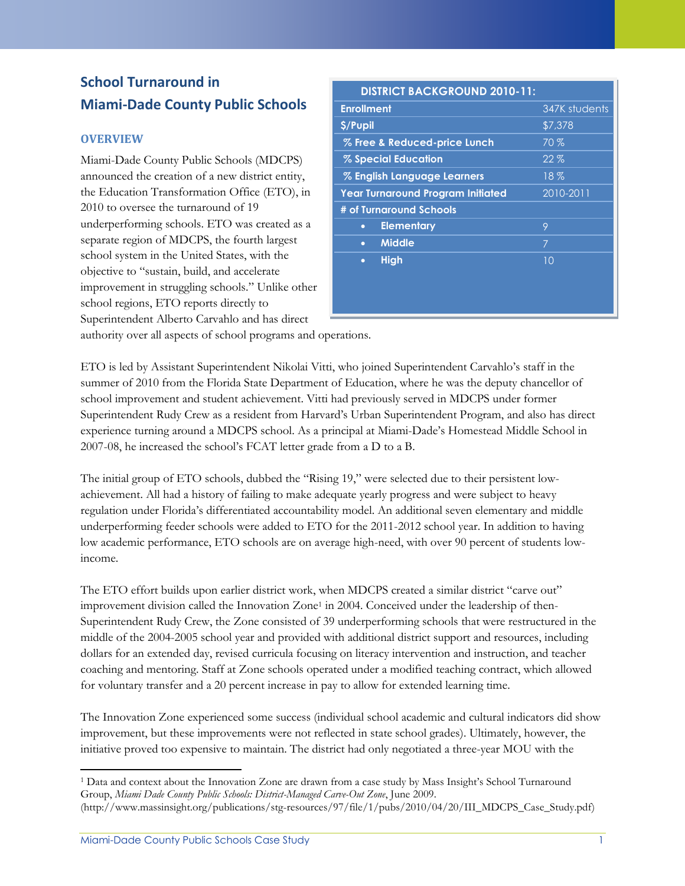# School Turnaround in Miami-Dade County Public Schools

| DISTRICT BACKGROUND 2010-11: | |
|---|---|
| Enrollment | 347K students |
| $/Pupil | $7,378 |
| % Free & Reduced-price Lunch | 70 % |
| % Special Education | 22 % |
| % English Language Learners | 18 % |
| Year Turnaround Program Initiated | 2010-2011 |
| # of Turnaround Schools | |
| • Elementary | 9 |
| • Middle | 7 |
| • High | 10 |

## OVERVIEW

Miami-Dade County Public Schools (MDCPS) announced the creation of a new district entity, the Education Transformation Office (ETO), in 2010 to oversee the turnaround of 19 underperforming schools. ETO was created as a separate region of MDCPS, the fourth largest school system in the United States, with the objective to "sustain, build, and accelerate improvement in struggling schools." Unlike other school regions, ETO reports directly to Superintendent Alberto Carvahlo and has direct authority over all aspects of school programs and operations.

ETO is led by Assistant Superintendent Nikolai Vitti, who joined Superintendent Carvahlo's staff in the summer of 2010 from the Florida State Department of Education, where he was the deputy chancellor of school improvement and student achievement. Vitti had previously served in MDCPS under former Superintendent Rudy Crew as a resident from Harvard's Urban Superintendent Program, and also has direct experience turning around a MDCPS school. As a principal at Miami-Dade's Homestead Middle School in 2007-08, he increased the school's FCAT letter grade from a D to a B.

The initial group of ETO schools, dubbed the "Rising 19," were selected due to their persistent low-achievement. All had a history of failing to make adequate yearly progress and were subject to heavy regulation under Florida's differentiated accountability model. An additional seven elementary and middle underperforming feeder schools were added to ETO for the 2011-2012 school year. In addition to having low academic performance, ETO schools are on average high-need, with over 90 percent of students low-income.

The ETO effort builds upon earlier district work, when MDCPS created a similar district "carve out" improvement division called the Innovation Zone[1] in 2004. Conceived under the leadership of then-Superintendent Rudy Crew, the Zone consisted of 39 underperforming schools that were restructured in the middle of the 2004-2005 school year and provided with additional district support and resources, including dollars for an extended day, revised curricula focusing on literacy intervention and instruction, and teacher coaching and mentoring. Staff at Zone schools operated under a modified teaching contract, which allowed for voluntary transfer and a 20 percent increase in pay to allow for extended learning time.

The Innovation Zone experienced some success (individual school academic and cultural indicators did show improvement, but these improvements were not reflected in state school grades). Ultimately, however, the initiative proved too expensive to maintain. The district had only negotiated a three-year MOU with the

---

[1] Data and context about the Innovation Zone are drawn from a case study by Mass Insight's School Turnaround Group, *Miami Dade County Public Schools: District-Managed Carve-Out Zone*, June 2009. (http://www.massinsight.org/publications/stg-resources/97/file/1/pubs/2010/04/20/III_MDCPS_Case_Study.pdf)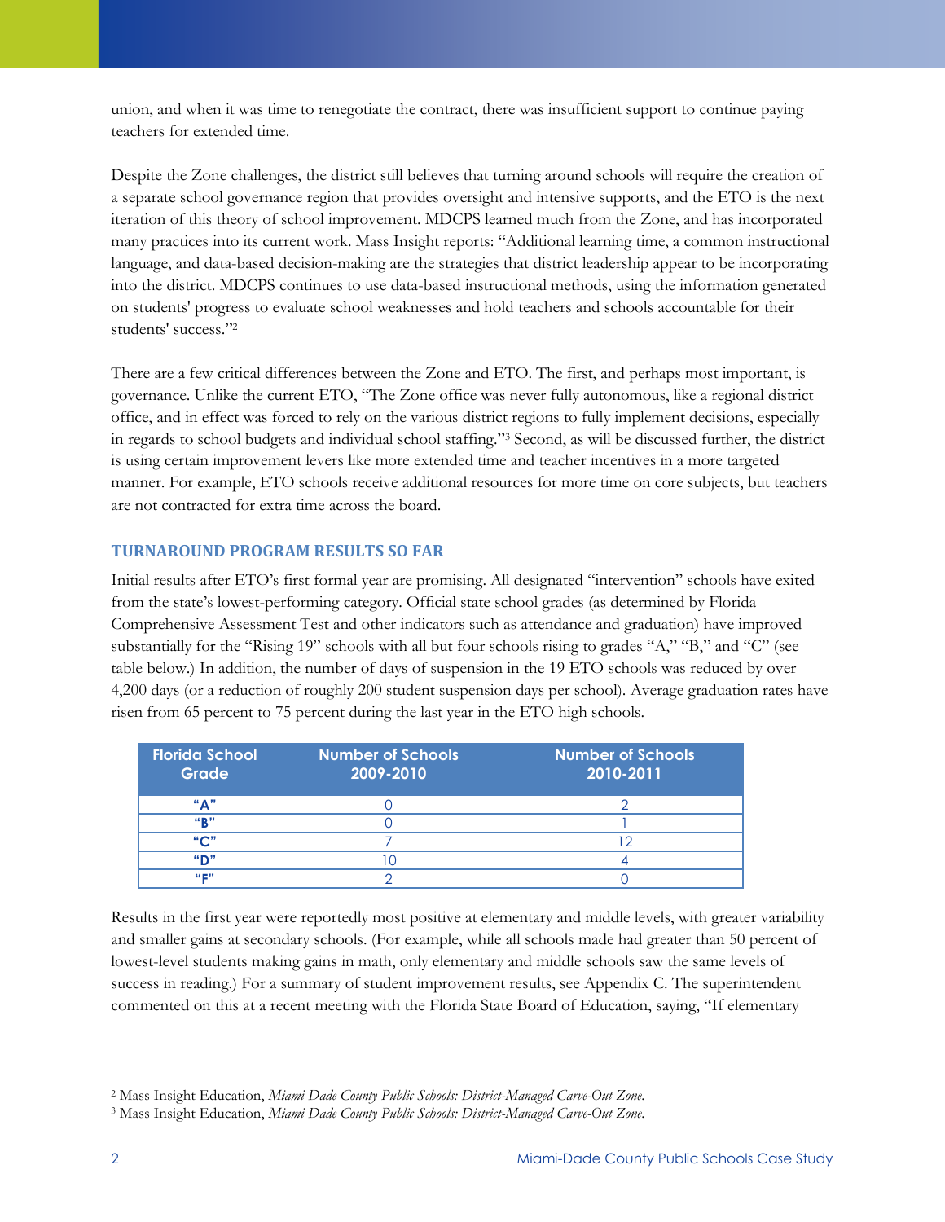union, and when it was time to renegotiate the contract, there was insufficient support to continue paying teachers for extended time.

Despite the Zone challenges, the district still believes that turning around schools will require the creation of a separate school governance region that provides oversight and intensive supports, and the ETO is the next iteration of this theory of school improvement. MDCPS learned much from the Zone, and has incorporated many practices into its current work. Mass Insight reports: "Additional learning time, a common instructional language, and data-based decision-making are the strategies that district leadership appear to be incorporating into the district. MDCPS continues to use data-based instructional methods, using the information generated on students' progress to evaluate school weaknesses and hold teachers and schools accountable for their students' success."[2]

There are a few critical differences between the Zone and ETO. The first, and perhaps most important, is governance. Unlike the current ETO, "The Zone office was never fully autonomous, like a regional district office, and in effect was forced to rely on the various district regions to fully implement decisions, especially in regards to school budgets and individual school staffing."[3] Second, as will be discussed further, the district is using certain improvement levers like more extended time and teacher incentives in a more targeted manner. For example, ETO schools receive additional resources for more time on core subjects, but teachers are not contracted for extra time across the board.

## TURNAROUND PROGRAM RESULTS SO FAR

Initial results after ETO's first formal year are promising. All designated "intervention" schools have exited from the state's lowest-performing category. Official state school grades (as determined by Florida Comprehensive Assessment Test and other indicators such as attendance and graduation) have improved substantially for the "Rising 19" schools with all but four schools rising to grades "A," "B," and "C" (see table below.) In addition, the number of days of suspension in the 19 ETO schools was reduced by over 4,200 days (or a reduction of roughly 200 student suspension days per school). Average graduation rates have risen from 65 percent to 75 percent during the last year in the ETO high schools.

| Florida School Grade | Number of Schools 2009-2010 | Number of Schools 2010-2011 |
|---|---|---|
| "A" | 0 | 2 |
| "B" | 0 | 1 |
| "C" | 7 | 12 |
| "D" | 10 | 4 |
| "F" | 2 | 0 |

Results in the first year were reportedly most positive at elementary and middle levels, with greater variability and smaller gains at secondary schools. (For example, while all schools made had greater than 50 percent of lowest-level students making gains in math, only elementary and middle schools saw the same levels of success in reading.) For a summary of student improvement results, see Appendix C. The superintendent commented on this at a recent meeting with the Florida State Board of Education, saying, "If elementary

[2] Mass Insight Education, *Miami Dade County Public Schools: District-Managed Carve-Out Zone.*

[3] Mass Insight Education, *Miami Dade County Public Schools: District-Managed Carve-Out Zone.*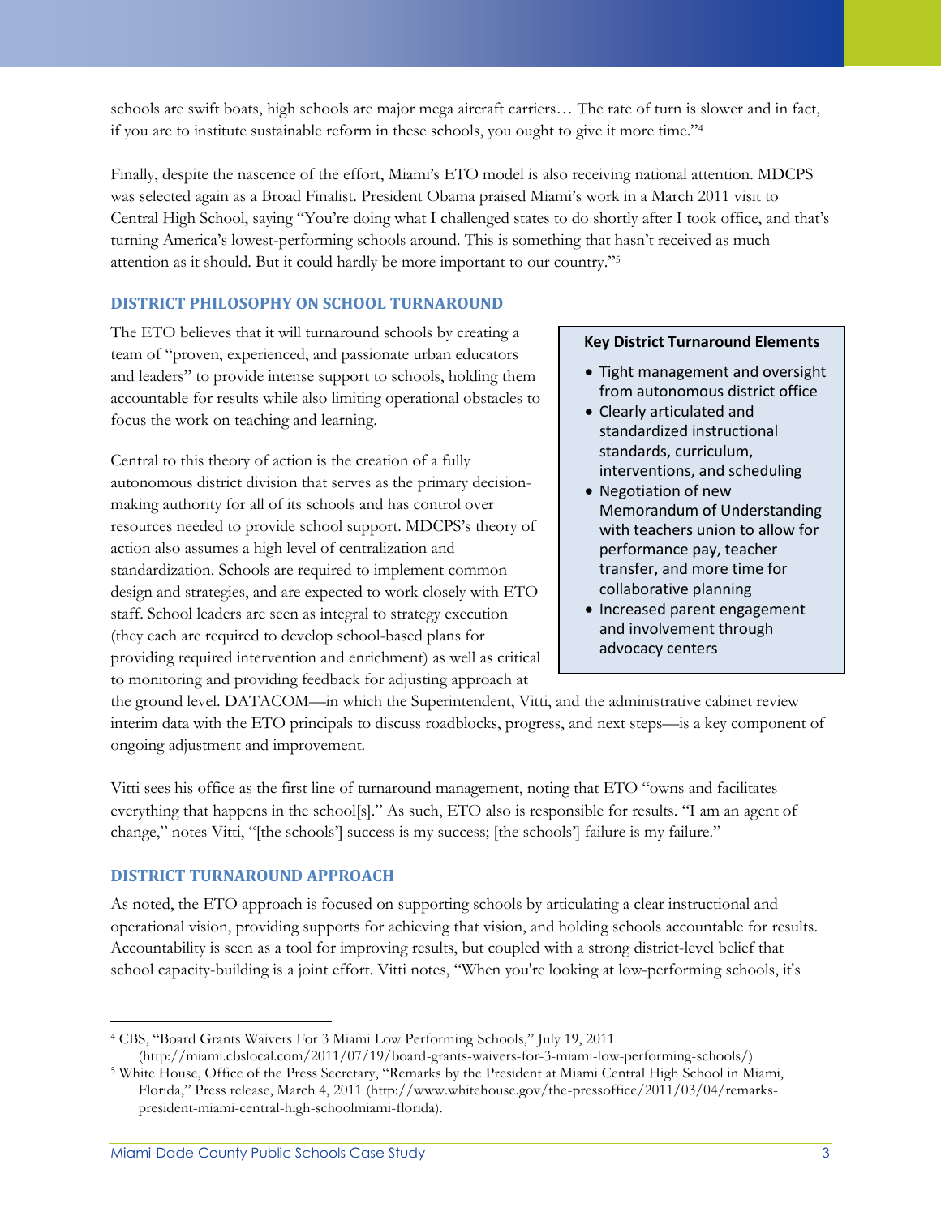schools are swift boats, high schools are major mega aircraft carriers… The rate of turn is slower and in fact, if you are to institute sustainable reform in these schools, you ought to give it more time."[4]

Finally, despite the nascence of the effort, Miami's ETO model is also receiving national attention. MDCPS was selected again as a Broad Finalist. President Obama praised Miami's work in a March 2011 visit to Central High School, saying "You're doing what I challenged states to do shortly after I took office, and that's turning America's lowest-performing schools around. This is something that hasn't received as much attention as it should. But it could hardly be more important to our country."[5]

## DISTRICT PHILOSOPHY ON SCHOOL TURNAROUND

The ETO believes that it will turnaround schools by creating a team of "proven, experienced, and passionate urban educators and leaders" to provide intense support to schools, holding them accountable for results while also limiting operational obstacles to focus the work on teaching and learning.

Central to this theory of action is the creation of a fully autonomous district division that serves as the primary decision-making authority for all of its schools and has control over resources needed to provide school support. MDCPS's theory of action also assumes a high level of centralization and standardization. Schools are required to implement common design and strategies, and are expected to work closely with ETO staff. School leaders are seen as integral to strategy execution (they each are required to develop school-based plans for providing required intervention and enrichment) as well as critical to monitoring and providing feedback for adjusting approach at the ground level. DATACOM—in which the Superintendent, Vitti, and the administrative cabinet review interim data with the ETO principals to discuss roadblocks, progress, and next steps—is a key component of ongoing adjustment and improvement.

**Key District Turnaround Elements**

- Tight management and oversight from autonomous district office
- Clearly articulated and standardized instructional standards, curriculum, interventions, and scheduling
- Negotiation of new Memorandum of Understanding with teachers union to allow for performance pay, teacher transfer, and more time for collaborative planning
- Increased parent engagement and involvement through advocacy centers

Vitti sees his office as the first line of turnaround management, noting that ETO "owns and facilitates everything that happens in the school[s]." As such, ETO also is responsible for results. "I am an agent of change," notes Vitti, "[the schools'] success is my success; [the schools'] failure is my failure."

## DISTRICT TURNAROUND APPROACH

As noted, the ETO approach is focused on supporting schools by articulating a clear instructional and operational vision, providing supports for achieving that vision, and holding schools accountable for results. Accountability is seen as a tool for improving results, but coupled with a strong district-level belief that school capacity-building is a joint effort. Vitti notes, "When you're looking at low-performing schools, it's

---

[4] CBS, "Board Grants Waivers For 3 Miami Low Performing Schools," July 19, 2011 (http://miami.cbslocal.com/2011/07/19/board-grants-waivers-for-3-miami-low-performing-schools/)

[5] White House, Office of the Press Secretary, "Remarks by the President at Miami Central High School in Miami, Florida," Press release, March 4, 2011 (http://www.whitehouse.gov/the-pressoffice/2011/03/04/remarks-president-miami-central-high-schoolmiami-florida).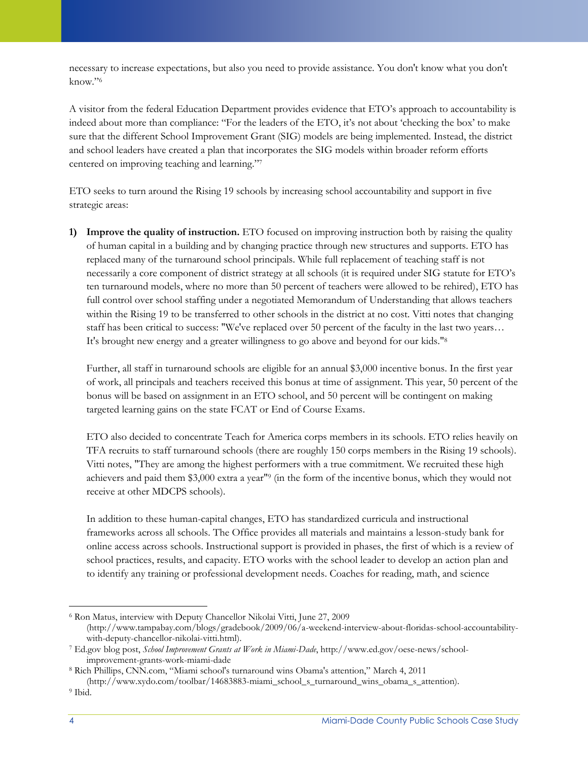necessary to increase expectations, but also you need to provide assistance. You don't know what you don't know."[6]

A visitor from the federal Education Department provides evidence that ETO's approach to accountability is indeed about more than compliance: "For the leaders of the ETO, it's not about 'checking the box' to make sure that the different School Improvement Grant (SIG) models are being implemented. Instead, the district and school leaders have created a plan that incorporates the SIG models within broader reform efforts centered on improving teaching and learning."[7]

ETO seeks to turn around the Rising 19 schools by increasing school accountability and support in five strategic areas:

1) **Improve the quality of instruction.** ETO focused on improving instruction both by raising the quality of human capital in a building and by changing practice through new structures and supports. ETO has replaced many of the turnaround school principals. While full replacement of teaching staff is not necessarily a core component of district strategy at all schools (it is required under SIG statute for ETO's ten turnaround models, where no more than 50 percent of teachers were allowed to be rehired), ETO has full control over school staffing under a negotiated Memorandum of Understanding that allows teachers within the Rising 19 to be transferred to other schools in the district at no cost. Vitti notes that changing staff has been critical to success: "We've replaced over 50 percent of the faculty in the last two years… It's brought new energy and a greater willingness to go above and beyond for our kids."[8]

   Further, all staff in turnaround schools are eligible for an annual $3,000 incentive bonus. In the first year of work, all principals and teachers received this bonus at time of assignment. This year, 50 percent of the bonus will be based on assignment in an ETO school, and 50 percent will be contingent on making targeted learning gains on the state FCAT or End of Course Exams.

   ETO also decided to concentrate Teach for America corps members in its schools. ETO relies heavily on TFA recruits to staff turnaround schools (there are roughly 150 corps members in the Rising 19 schools). Vitti notes, "They are among the highest performers with a true commitment. We recruited these high achievers and paid them $3,000 extra a year"[9] (in the form of the incentive bonus, which they would not receive at other MDCPS schools).

   In addition to these human-capital changes, ETO has standardized curricula and instructional frameworks across all schools. The Office provides all materials and maintains a lesson-study bank for online access across schools. Instructional support is provided in phases, the first of which is a review of school practices, results, and capacity. ETO works with the school leader to develop an action plan and to identify any training or professional development needs. Coaches for reading, math, and science

---

[6] Ron Matus, interview with Deputy Chancellor Nikolai Vitti, June 27, 2009 (http://www.tampabay.com/blogs/gradebook/2009/06/a-weekend-interview-about-floridas-school-accountability-with-deputy-chancellor-nikolai-vitti.html).

[7] Ed.gov blog post, *School Improvement Grants at Work in Miami-Dade*, http://www.ed.gov/oese-news/school-improvement-grants-work-miami-dade

[8] Rich Phillips, CNN.com, "Miami school's turnaround wins Obama's attention," March 4, 2011 (http://www.xydo.com/toolbar/14683883-miami_school_s_turnaround_wins_obama_s_attention).

[9] Ibid.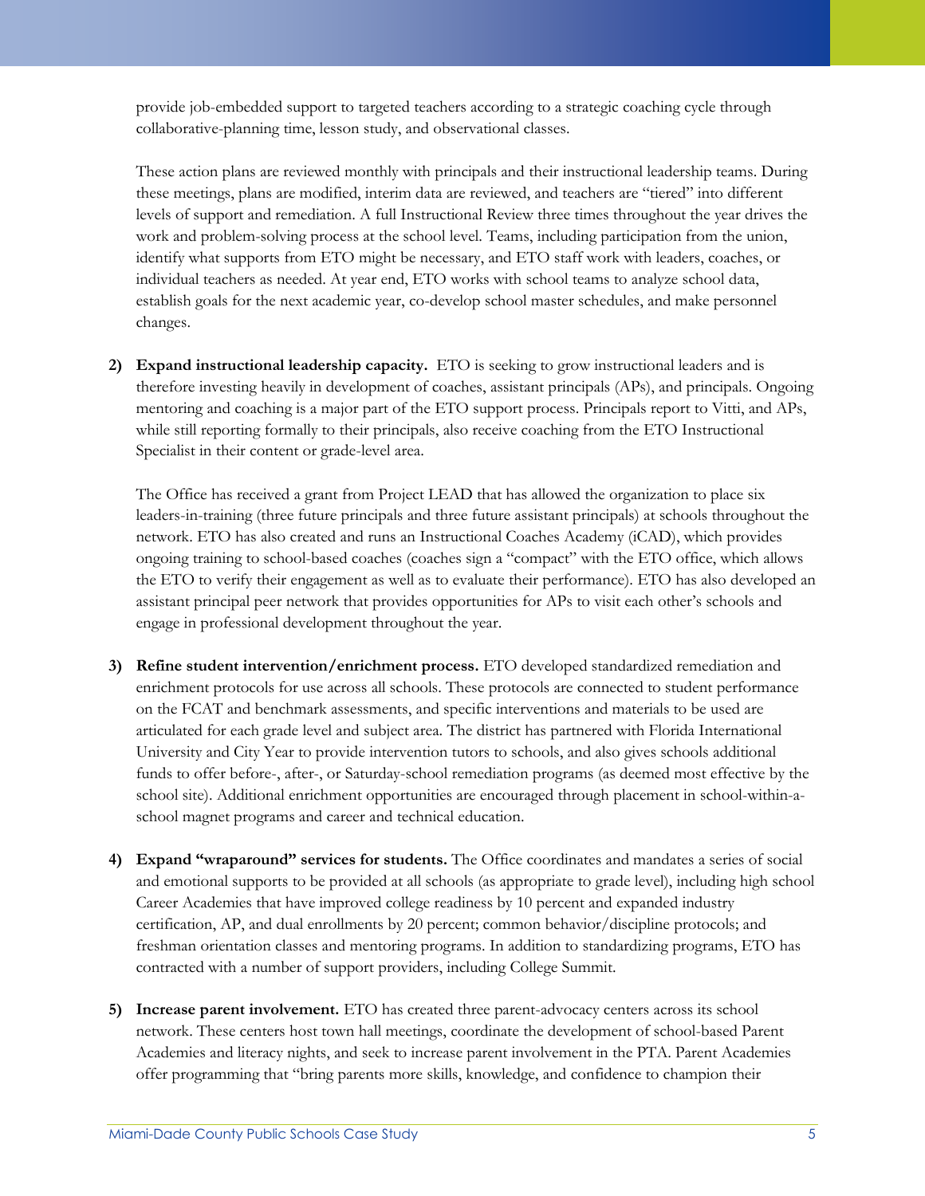provide job-embedded support to targeted teachers according to a strategic coaching cycle through collaborative-planning time, lesson study, and observational classes.

These action plans are reviewed monthly with principals and their instructional leadership teams. During these meetings, plans are modified, interim data are reviewed, and teachers are "tiered" into different levels of support and remediation. A full Instructional Review three times throughout the year drives the work and problem-solving process at the school level. Teams, including participation from the union, identify what supports from ETO might be necessary, and ETO staff work with leaders, coaches, or individual teachers as needed. At year end, ETO works with school teams to analyze school data, establish goals for the next academic year, co-develop school master schedules, and make personnel changes.

2) **Expand instructional leadership capacity.** ETO is seeking to grow instructional leaders and is therefore investing heavily in development of coaches, assistant principals (APs), and principals. Ongoing mentoring and coaching is a major part of the ETO support process. Principals report to Vitti, and APs, while still reporting formally to their principals, also receive coaching from the ETO Instructional Specialist in their content or grade-level area.

   The Office has received a grant from Project LEAD that has allowed the organization to place six leaders-in-training (three future principals and three future assistant principals) at schools throughout the network. ETO has also created and runs an Instructional Coaches Academy (iCAD), which provides ongoing training to school-based coaches (coaches sign a "compact" with the ETO office, which allows the ETO to verify their engagement as well as to evaluate their performance). ETO has also developed an assistant principal peer network that provides opportunities for APs to visit each other's schools and engage in professional development throughout the year.

3) **Refine student intervention/enrichment process.** ETO developed standardized remediation and enrichment protocols for use across all schools. These protocols are connected to student performance on the FCAT and benchmark assessments, and specific interventions and materials to be used are articulated for each grade level and subject area. The district has partnered with Florida International University and City Year to provide intervention tutors to schools, and also gives schools additional funds to offer before-, after-, or Saturday-school remediation programs (as deemed most effective by the school site). Additional enrichment opportunities are encouraged through placement in school-within-a-school magnet programs and career and technical education.

4) **Expand "wraparound" services for students.** The Office coordinates and mandates a series of social and emotional supports to be provided at all schools (as appropriate to grade level), including high school Career Academies that have improved college readiness by 10 percent and expanded industry certification, AP, and dual enrollments by 20 percent; common behavior/discipline protocols; and freshman orientation classes and mentoring programs. In addition to standardizing programs, ETO has contracted with a number of support providers, including College Summit.

5) **Increase parent involvement.** ETO has created three parent-advocacy centers across its school network. These centers host town hall meetings, coordinate the development of school-based Parent Academies and literacy nights, and seek to increase parent involvement in the PTA. Parent Academies offer programming that "bring parents more skills, knowledge, and confidence to champion their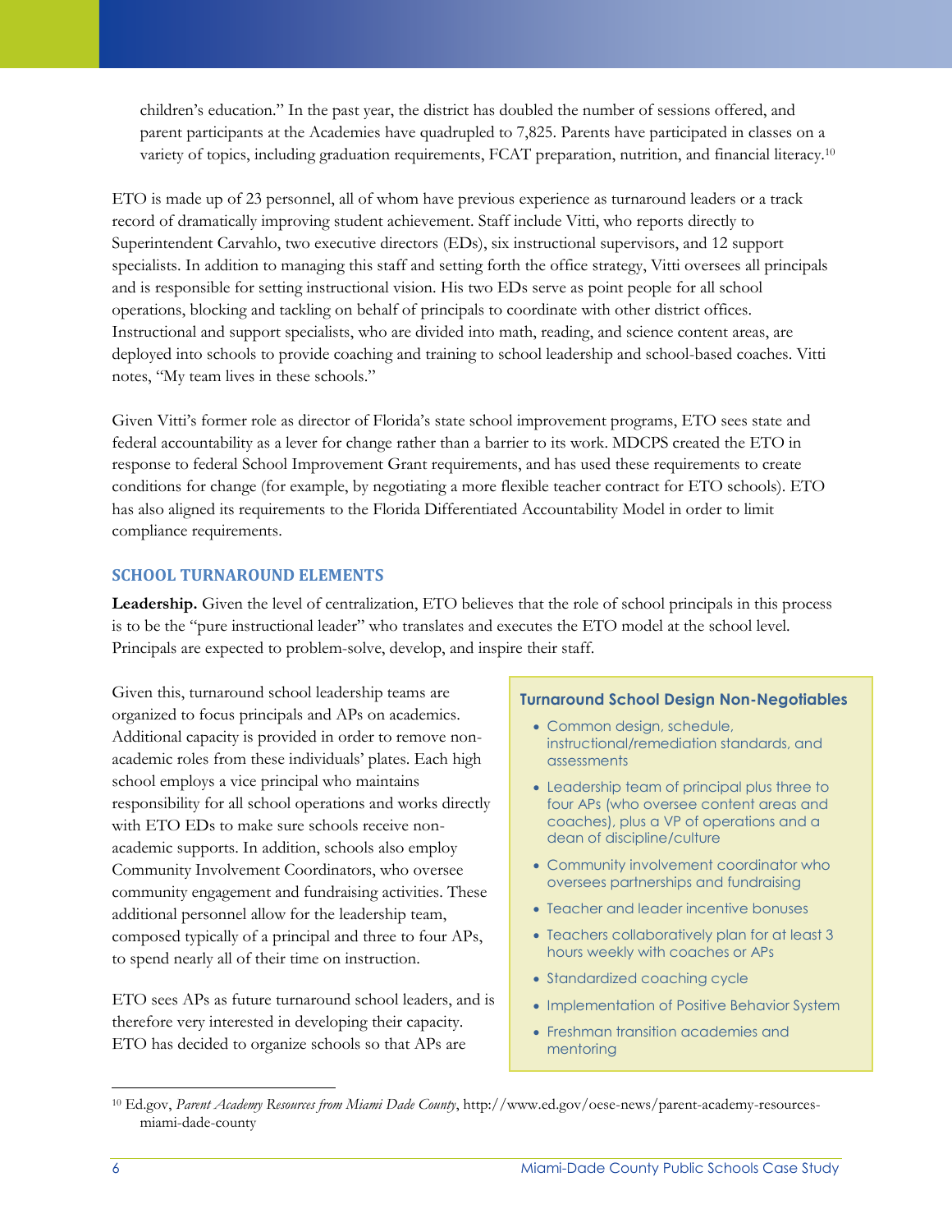children's education." In the past year, the district has doubled the number of sessions offered, and parent participants at the Academies have quadrupled to 7,825. Parents have participated in classes on a variety of topics, including graduation requirements, FCAT preparation, nutrition, and financial literacy.[10]

ETO is made up of 23 personnel, all of whom have previous experience as turnaround leaders or a track record of dramatically improving student achievement. Staff include Vitti, who reports directly to Superintendent Carvahlo, two executive directors (EDs), six instructional supervisors, and 12 support specialists. In addition to managing this staff and setting forth the office strategy, Vitti oversees all principals and is responsible for setting instructional vision. His two EDs serve as point people for all school operations, blocking and tackling on behalf of principals to coordinate with other district offices. Instructional and support specialists, who are divided into math, reading, and science content areas, are deployed into schools to provide coaching and training to school leadership and school-based coaches. Vitti notes, "My team lives in these schools."

Given Vitti's former role as director of Florida's state school improvement programs, ETO sees state and federal accountability as a lever for change rather than a barrier to its work. MDCPS created the ETO in response to federal School Improvement Grant requirements, and has used these requirements to create conditions for change (for example, by negotiating a more flexible teacher contract for ETO schools). ETO has also aligned its requirements to the Florida Differentiated Accountability Model in order to limit compliance requirements.

## SCHOOL TURNAROUND ELEMENTS

**Leadership.** Given the level of centralization, ETO believes that the role of school principals in this process is to be the "pure instructional leader" who translates and executes the ETO model at the school level. Principals are expected to problem-solve, develop, and inspire their staff.

Given this, turnaround school leadership teams are organized to focus principals and APs on academics. Additional capacity is provided in order to remove non-academic roles from these individuals' plates. Each high school employs a vice principal who maintains responsibility for all school operations and works directly with ETO EDs to make sure schools receive non-academic supports. In addition, schools also employ Community Involvement Coordinators, who oversee community engagement and fundraising activities. These additional personnel allow for the leadership team, composed typically of a principal and three to four APs, to spend nearly all of their time on instruction.

ETO sees APs as future turnaround school leaders, and is therefore very interested in developing their capacity. ETO has decided to organize schools so that APs are

> **Turnaround School Design Non-Negotiables**
>
> - Common design, schedule, instructional/remediation standards, and assessments
> - Leadership team of principal plus three to four APs (who oversee content areas and coaches), plus a VP of operations and a dean of discipline/culture
> - Community involvement coordinator who oversees partnerships and fundraising
> - Teacher and leader incentive bonuses
> - Teachers collaboratively plan for at least 3 hours weekly with coaches or APs
> - Standardized coaching cycle
> - Implementation of Positive Behavior System
> - Freshman transition academies and mentoring

[10] Ed.gov, *Parent Academy Resources from Miami Dade County*, http://www.ed.gov/oese-news/parent-academy-resources-miami-dade-county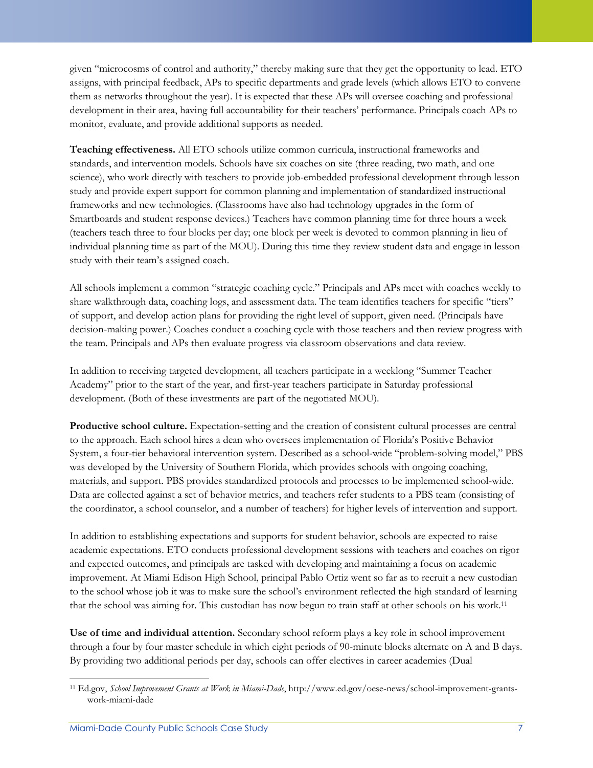given "microcosms of control and authority," thereby making sure that they get the opportunity to lead. ETO assigns, with principal feedback, APs to specific departments and grade levels (which allows ETO to convene them as networks throughout the year). It is expected that these APs will oversee coaching and professional development in their area, having full accountability for their teachers' performance. Principals coach APs to monitor, evaluate, and provide additional supports as needed.

**Teaching effectiveness.** All ETO schools utilize common curricula, instructional frameworks and standards, and intervention models. Schools have six coaches on site (three reading, two math, and one science), who work directly with teachers to provide job-embedded professional development through lesson study and provide expert support for common planning and implementation of standardized instructional frameworks and new technologies. (Classrooms have also had technology upgrades in the form of Smartboards and student response devices.) Teachers have common planning time for three hours a week (teachers teach three to four blocks per day; one block per week is devoted to common planning in lieu of individual planning time as part of the MOU). During this time they review student data and engage in lesson study with their team's assigned coach.

All schools implement a common "strategic coaching cycle." Principals and APs meet with coaches weekly to share walkthrough data, coaching logs, and assessment data. The team identifies teachers for specific "tiers" of support, and develop action plans for providing the right level of support, given need. (Principals have decision-making power.) Coaches conduct a coaching cycle with those teachers and then review progress with the team. Principals and APs then evaluate progress via classroom observations and data review.

In addition to receiving targeted development, all teachers participate in a weeklong "Summer Teacher Academy" prior to the start of the year, and first-year teachers participate in Saturday professional development. (Both of these investments are part of the negotiated MOU).

**Productive school culture.** Expectation-setting and the creation of consistent cultural processes are central to the approach. Each school hires a dean who oversees implementation of Florida's Positive Behavior System, a four-tier behavioral intervention system. Described as a school-wide "problem-solving model," PBS was developed by the University of Southern Florida, which provides schools with ongoing coaching, materials, and support. PBS provides standardized protocols and processes to be implemented school-wide. Data are collected against a set of behavior metrics, and teachers refer students to a PBS team (consisting of the coordinator, a school counselor, and a number of teachers) for higher levels of intervention and support.

In addition to establishing expectations and supports for student behavior, schools are expected to raise academic expectations. ETO conducts professional development sessions with teachers and coaches on rigor and expected outcomes, and principals are tasked with developing and maintaining a focus on academic improvement. At Miami Edison High School, principal Pablo Ortiz went so far as to recruit a new custodian to the school whose job it was to make sure the school's environment reflected the high standard of learning that the school was aiming for. This custodian has now begun to train staff at other schools on his work.[11]

**Use of time and individual attention.** Secondary school reform plays a key role in school improvement through a four by four master schedule in which eight periods of 90-minute blocks alternate on A and B days. By providing two additional periods per day, schools can offer electives in career academies (Dual

[11] Ed.gov, *School Improvement Grants at Work in Miami-Dade*, http://www.ed.gov/oese-news/school-improvement-grants-work-miami-dade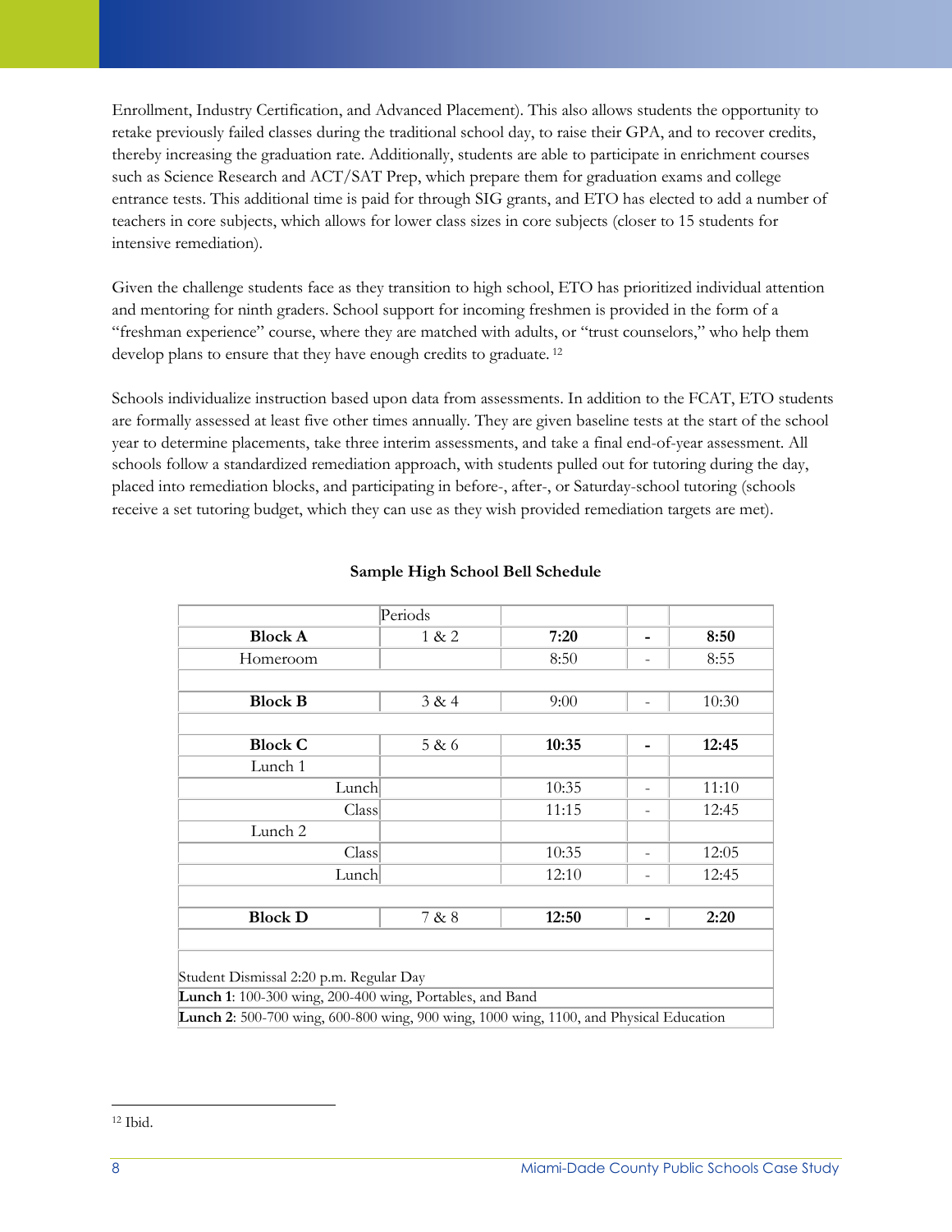Enrollment, Industry Certification, and Advanced Placement). This also allows students the opportunity to retake previously failed classes during the traditional school day, to raise their GPA, and to recover credits, thereby increasing the graduation rate. Additionally, students are able to participate in enrichment courses such as Science Research and ACT/SAT Prep, which prepare them for graduation exams and college entrance tests. This additional time is paid for through SIG grants, and ETO has elected to add a number of teachers in core subjects, which allows for lower class sizes in core subjects (closer to 15 students for intensive remediation).

Given the challenge students face as they transition to high school, ETO has prioritized individual attention and mentoring for ninth graders. School support for incoming freshmen is provided in the form of a "freshman experience" course, where they are matched with adults, or "trust counselors," who help them develop plans to ensure that they have enough credits to graduate.[12]

Schools individualize instruction based upon data from assessments. In addition to the FCAT, ETO students are formally assessed at least five other times annually. They are given baseline tests at the start of the school year to determine placements, take three interim assessments, and take a final end-of-year assessment. All schools follow a standardized remediation approach, with students pulled out for tutoring during the day, placed into remediation blocks, and participating in before-, after-, or Saturday-school tutoring (schools receive a set tutoring budget, which they can use as they wish provided remediation targets are met).

**Sample High School Bell Schedule**

| | Periods | | | |
|---|---|---|---|---|
| **Block A** | 1 & 2 | **7:20** | **-** | **8:50** |
| Homeroom | | 8:50 | - | 8:55 |
| | | | | |
| **Block B** | 3 & 4 | 9:00 | - | 10:30 |
| | | | | |
| **Block C** | 5 & 6 | **10:35** | **-** | **12:45** |
| Lunch 1 | | | | |
| Lunch | | 10:35 | - | 11:10 |
| Class | | 11:15 | - | 12:45 |
| Lunch 2 | | | | |
| Class | | 10:35 | - | 12:05 |
| Lunch | | 12:10 | - | 12:45 |
| | | | | |
| **Block D** | 7 & 8 | **12:50** | **-** | **2:20** |
| | | | | |
| Student Dismissal 2:20 p.m. Regular Day | | | | |
| **Lunch 1**: 100-300 wing, 200-400 wing, Portables, and Band | | | | |
| **Lunch 2**: 500-700 wing, 600-800 wing, 900 wing, 1000 wing, 1100, and Physical Education | | | | |

[12] Ibid.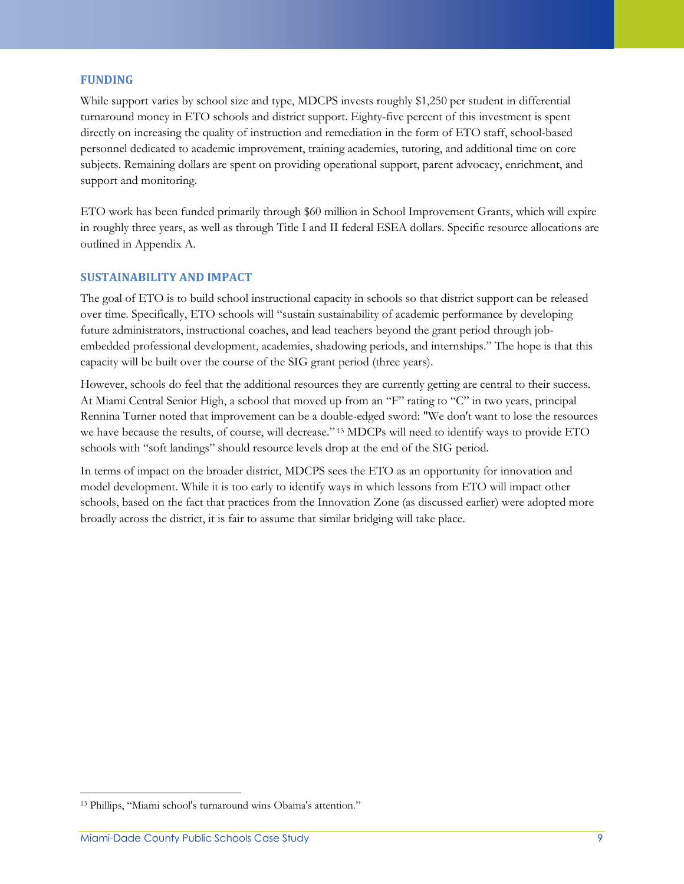## FUNDING

While support varies by school size and type, MDCPS invests roughly $1,250 per student in differential turnaround money in ETO schools and district support. Eighty-five percent of this investment is spent directly on increasing the quality of instruction and remediation in the form of ETO staff, school-based personnel dedicated to academic improvement, training academies, tutoring, and additional time on core subjects. Remaining dollars are spent on providing operational support, parent advocacy, enrichment, and support and monitoring.

ETO work has been funded primarily through $60 million in School Improvement Grants, which will expire in roughly three years, as well as through Title I and II federal ESEA dollars. Specific resource allocations are outlined in Appendix A.

## SUSTAINABILITY AND IMPACT

The goal of ETO is to build school instructional capacity in schools so that district support can be released over time. Specifically, ETO schools will "sustain sustainability of academic performance by developing future administrators, instructional coaches, and lead teachers beyond the grant period through job-embedded professional development, academies, shadowing periods, and internships." The hope is that this capacity will be built over the course of the SIG grant period (three years).

However, schools do feel that the additional resources they are currently getting are central to their success. At Miami Central Senior High, a school that moved up from an "F" rating to "C" in two years, principal Rennina Turner noted that improvement can be a double-edged sword: "We don't want to lose the resources we have because the results, of course, will decrease."[13] MDCPs will need to identify ways to provide ETO schools with "soft landings" should resource levels drop at the end of the SIG period.

In terms of impact on the broader district, MDCPS sees the ETO as an opportunity for innovation and model development. While it is too early to identify ways in which lessons from ETO will impact other schools, based on the fact that practices from the Innovation Zone (as discussed earlier) were adopted more broadly across the district, it is fair to assume that similar bridging will take place.

---

[13] Phillips, "Miami school's turnaround wins Obama's attention."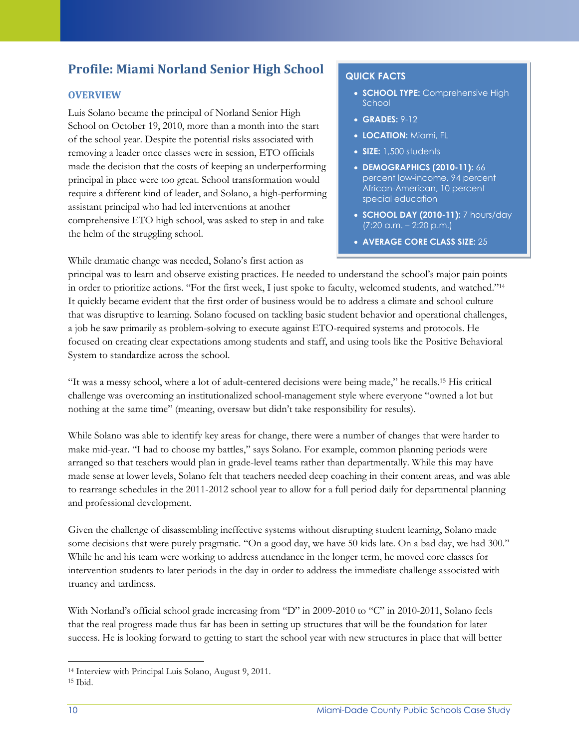## Profile: Miami Norland Senior High School

### OVERVIEW

Luis Solano became the principal of Norland Senior High School on October 19, 2010, more than a month into the start of the school year. Despite the potential risks associated with removing a leader once classes were in session, ETO officials made the decision that the costs of keeping an underperforming principal in place were too great. School transformation would require a different kind of leader, and Solano, a high-performing assistant principal who had led interventions at another comprehensive ETO high school, was asked to step in and take the helm of the struggling school.

**QUICK FACTS**

- **SCHOOL TYPE:** Comprehensive High School
- **GRADES:** 9-12
- **LOCATION:** Miami, FL
- **SIZE:** 1,500 students
- **DEMOGRAPHICS (2010-11):** 66 percent low-income, 94 percent African-American, 10 percent special education
- **SCHOOL DAY (2010-11):** 7 hours/day (7:20 a.m. – 2:20 p.m.)
- **AVERAGE CORE CLASS SIZE:** 25

While dramatic change was needed, Solano's first action as principal was to learn and observe existing practices. He needed to understand the school's major pain points in order to prioritize actions. "For the first week, I just spoke to faculty, welcomed students, and watched."[14] It quickly became evident that the first order of business would be to address a climate and school culture that was disruptive to learning. Solano focused on tackling basic student behavior and operational challenges, a job he saw primarily as problem-solving to execute against ETO-required systems and protocols. He focused on creating clear expectations among students and staff, and using tools like the Positive Behavioral System to standardize across the school.

"It was a messy school, where a lot of adult-centered decisions were being made," he recalls.[15] His critical challenge was overcoming an institutionalized school-management style where everyone "owned a lot but nothing at the same time" (meaning, oversaw but didn't take responsibility for results).

While Solano was able to identify key areas for change, there were a number of changes that were harder to make mid-year. "I had to choose my battles," says Solano. For example, common planning periods were arranged so that teachers would plan in grade-level teams rather than departmentally. While this may have made sense at lower levels, Solano felt that teachers needed deep coaching in their content areas, and was able to rearrange schedules in the 2011-2012 school year to allow for a full period daily for departmental planning and professional development.

Given the challenge of disassembling ineffective systems without disrupting student learning, Solano made some decisions that were purely pragmatic. "On a good day, we have 50 kids late. On a bad day, we had 300." While he and his team were working to address attendance in the longer term, he moved core classes for intervention students to later periods in the day in order to address the immediate challenge associated with truancy and tardiness.

With Norland's official school grade increasing from "D" in 2009-2010 to "C" in 2010-2011, Solano feels that the real progress made thus far has been in setting up structures that will be the foundation for later success. He is looking forward to getting to start the school year with new structures in place that will better

---

[14] Interview with Principal Luis Solano, August 9, 2011.

[15] Ibid.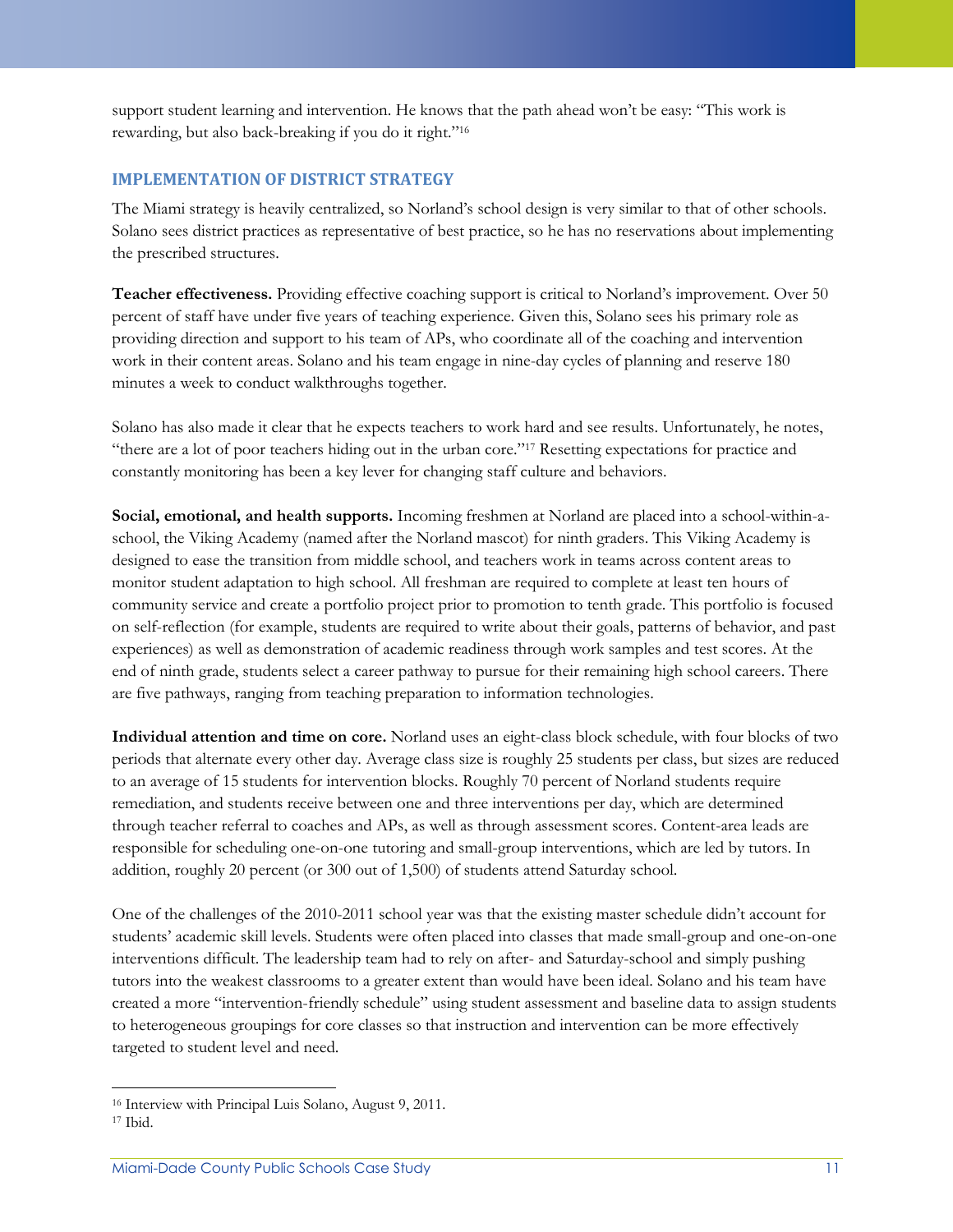support student learning and intervention. He knows that the path ahead won't be easy: "This work is rewarding, but also back-breaking if you do it right."[16]

### IMPLEMENTATION OF DISTRICT STRATEGY

The Miami strategy is heavily centralized, so Norland's school design is very similar to that of other schools. Solano sees district practices as representative of best practice, so he has no reservations about implementing the prescribed structures.

**Teacher effectiveness.** Providing effective coaching support is critical to Norland's improvement. Over 50 percent of staff have under five years of teaching experience. Given this, Solano sees his primary role as providing direction and support to his team of APs, who coordinate all of the coaching and intervention work in their content areas. Solano and his team engage in nine-day cycles of planning and reserve 180 minutes a week to conduct walkthroughs together.

Solano has also made it clear that he expects teachers to work hard and see results. Unfortunately, he notes, "there are a lot of poor teachers hiding out in the urban core."[17] Resetting expectations for practice and constantly monitoring has been a key lever for changing staff culture and behaviors.

**Social, emotional, and health supports.** Incoming freshmen at Norland are placed into a school-within-a-school, the Viking Academy (named after the Norland mascot) for ninth graders. This Viking Academy is designed to ease the transition from middle school, and teachers work in teams across content areas to monitor student adaptation to high school. All freshman are required to complete at least ten hours of community service and create a portfolio project prior to promotion to tenth grade. This portfolio is focused on self-reflection (for example, students are required to write about their goals, patterns of behavior, and past experiences) as well as demonstration of academic readiness through work samples and test scores. At the end of ninth grade, students select a career pathway to pursue for their remaining high school careers. There are five pathways, ranging from teaching preparation to information technologies.

**Individual attention and time on core.** Norland uses an eight-class block schedule, with four blocks of two periods that alternate every other day. Average class size is roughly 25 students per class, but sizes are reduced to an average of 15 students for intervention blocks. Roughly 70 percent of Norland students require remediation, and students receive between one and three interventions per day, which are determined through teacher referral to coaches and APs, as well as through assessment scores. Content-area leads are responsible for scheduling one-on-one tutoring and small-group interventions, which are led by tutors. In addition, roughly 20 percent (or 300 out of 1,500) of students attend Saturday school.

One of the challenges of the 2010-2011 school year was that the existing master schedule didn't account for students' academic skill levels. Students were often placed into classes that made small-group and one-on-one interventions difficult. The leadership team had to rely on after- and Saturday-school and simply pushing tutors into the weakest classrooms to a greater extent than would have been ideal. Solano and his team have created a more "intervention-friendly schedule" using student assessment and baseline data to assign students to heterogeneous groupings for core classes so that instruction and intervention can be more effectively targeted to student level and need.

---

[16] Interview with Principal Luis Solano, August 9, 2011.

[17] Ibid.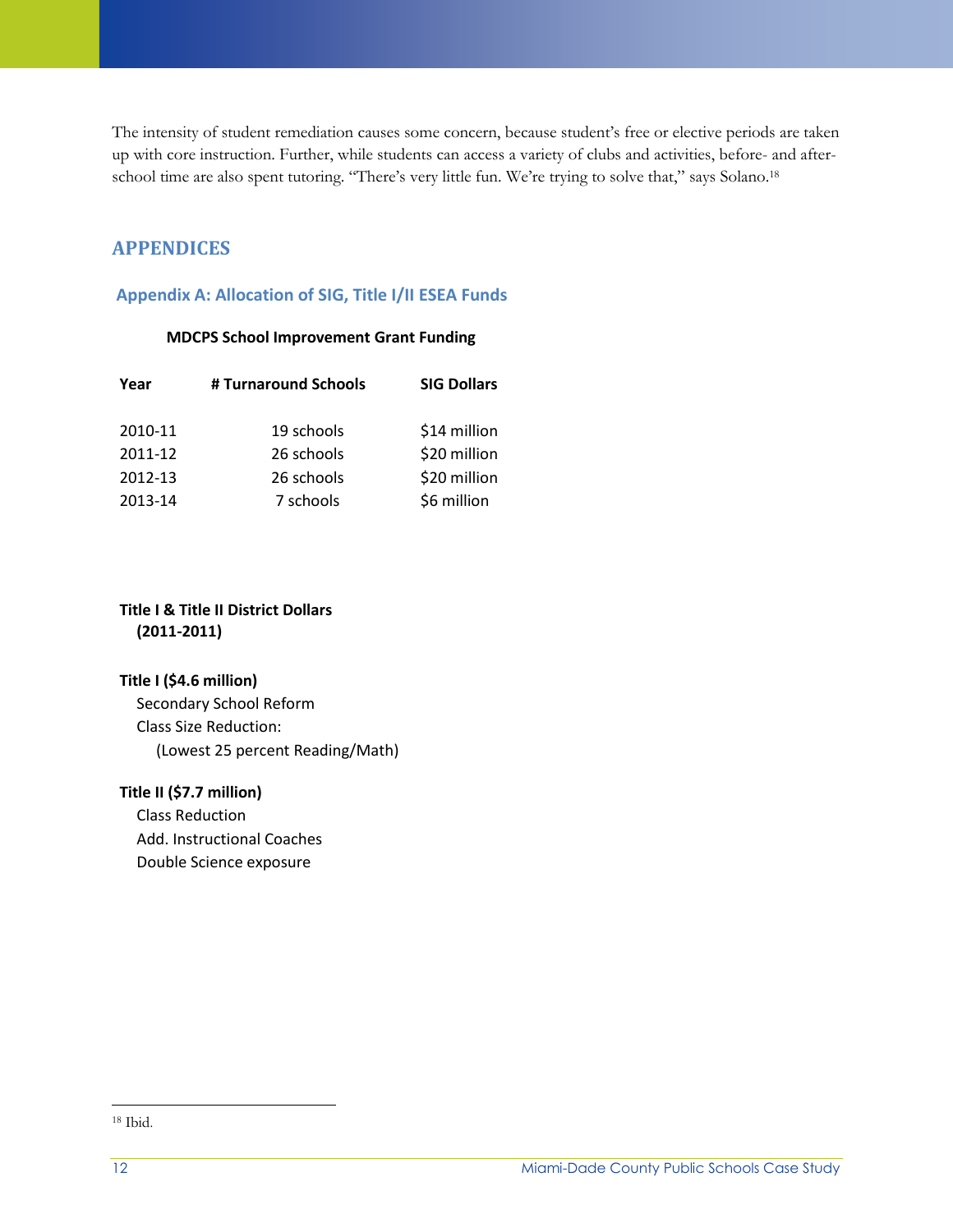The intensity of student remediation causes some concern, because student's free or elective periods are taken up with core instruction. Further, while students can access a variety of clubs and activities, before- and after-school time are also spent tutoring. "There's very little fun. We're trying to solve that," says Solano.[18]

## APPENDICES

### Appendix A: Allocation of SIG, Title I/II ESEA Funds

**MDCPS School Improvement Grant Funding**

| Year | # Turnaround Schools | SIG Dollars |
|---|---|---|
| 2010-11 | 19 schools | $14 million |
| 2011-12 | 26 schools | $20 million |
| 2012-13 | 26 schools | $20 million |
| 2013-14 | 7 schools | $6 million |

**Title I & Title II District Dollars (2011-2011)**

**Title I ($4.6 million)**

- Secondary School Reform
- Class Size Reduction:
  - (Lowest 25 percent Reading/Math)

**Title II ($7.7 million)**

- Class Reduction
- Add. Instructional Coaches
- Double Science exposure

[18] Ibid.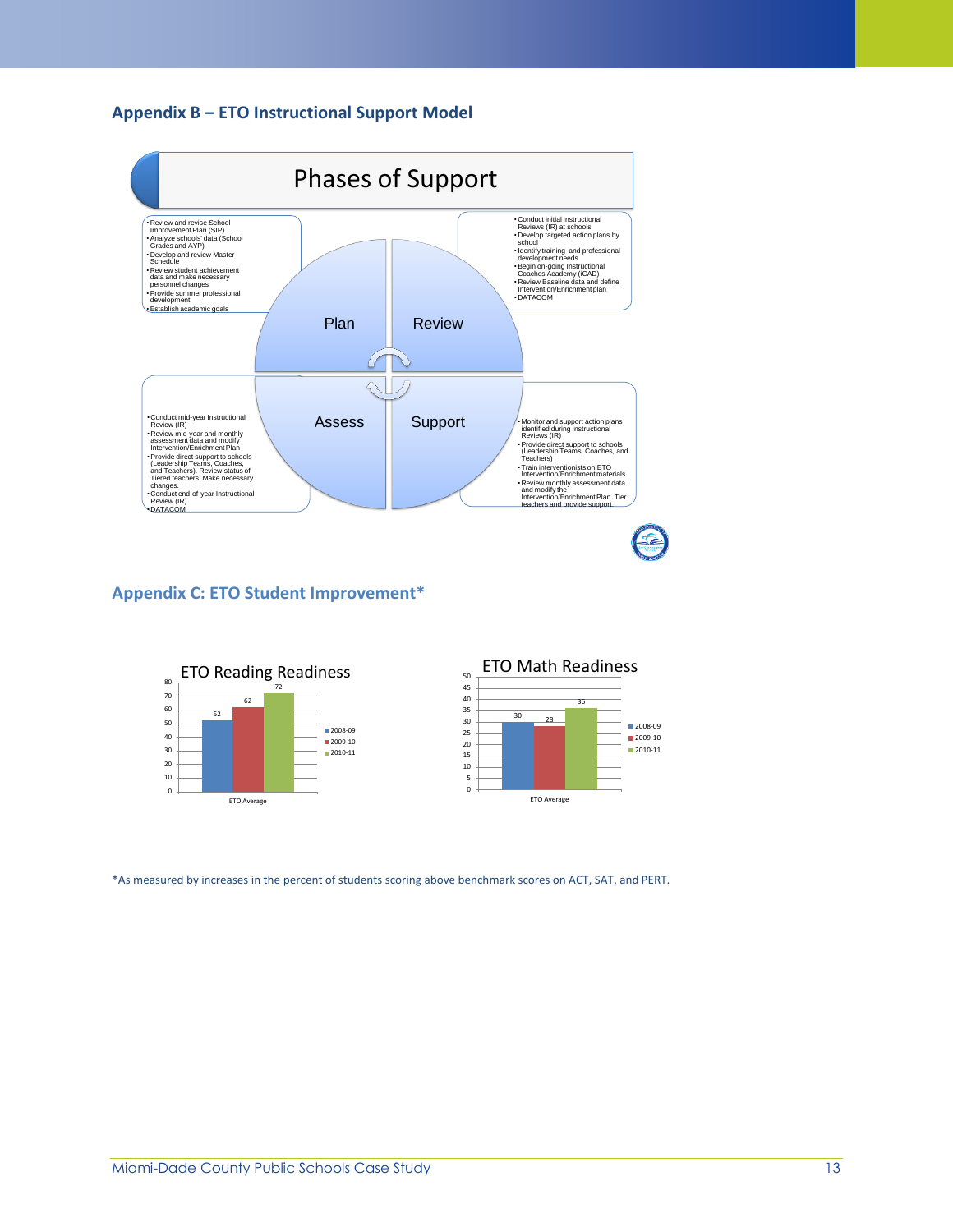## Appendix B – ETO Instructional Support Model

# Phases of Support

**Plan**

- Review and revise School Improvement Plan (SIP)
- Analyze schools' data (School Grades and AYP)
- Develop and review Master Schedule
- Review student achievement data and make necessary personnel changes
- Provide summer professional development
- Establish academic goals

**Review**

- Conduct initial Instructional Reviews (IR) at schools
- Develop targeted action plans by school
- Identify training and professional development needs
- Begin on-going Instructional Coaches Academy (iCAD)
- Review Baseline data and define Intervention/Enrichment plan
- DATACOM

**Support**

- Monitor and support action plans identified during Instructional Reviews (IR)
- Provide direct support to schools (Leadership Teams, Coaches, and Teachers)
- Train interventionists on ETO Intervention/Enrichment materials
- Review monthly assessment data and modify the Intervention/Enrichment Plan. Tier teachers and provide support.

**Assess**

- Conduct mid-year Instructional Review (IR)
- Review mid-year and monthly assessment data and modify Intervention/Enrichment Plan
- Provide direct support to schools (Leadership Teams, Coaches, and Teachers). Review status of Tiered teachers. Make necessary changes.
- Conduct end-of-year Instructional Review (IR)
- DATACOM

## Appendix C: ETO Student Improvement*

**ETO Reading Readiness**

| ETO Average | Value |
|---|---|
| 2008-09 | 52 |
| 2009-10 | 62 |
| 2010-11 | 72 |

**ETO Math Readiness**

| ETO Average | Value |
|---|---|
| 2008-09 | 30 |
| 2009-10 | 28 |
| 2010-11 | 36 |

*As measured by increases in the percent of students scoring above benchmark scores on ACT, SAT, and PERT.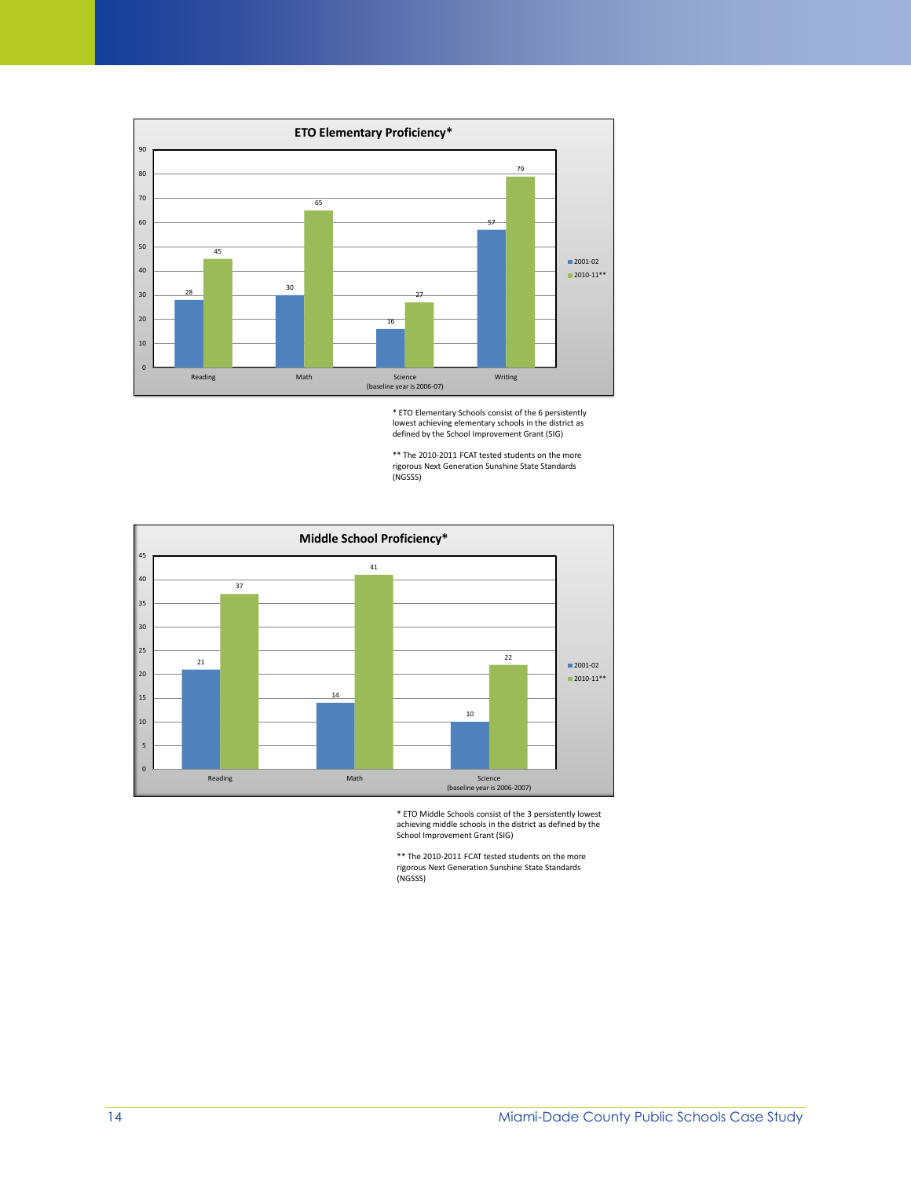**ETO Elementary Proficiency***

90
80
70
60
50
40
30
20
10
0

28
45
30
65
16
27
57
79

Reading
Math
Science
(baseline year is 2006-07)
Writing

2001-02
2010-11**

\* ETO Elementary Schools consist of the 6 persistently lowest achieving elementary schools in the district as defined by the School Improvement Grant (SIG)

\*\* The 2010-2011 FCAT tested students on the more rigorous Next Generation Sunshine State Standards (NGSSS)

**Middle School Proficiency***

45
40
35
30
25
20
15
10
5
0

21
37
14
41
10
22

Reading
Math
Science
(baseline year is 2006-2007)

2001-02
2010-11**

\* ETO Middle Schools consist of the 3 persistently lowest achieving middle schools in the district as defined by the School Improvement Grant (SIG)

\*\* The 2010-2011 FCAT tested students on the more rigorous Next Generation Sunshine State Standards (NGSSS)